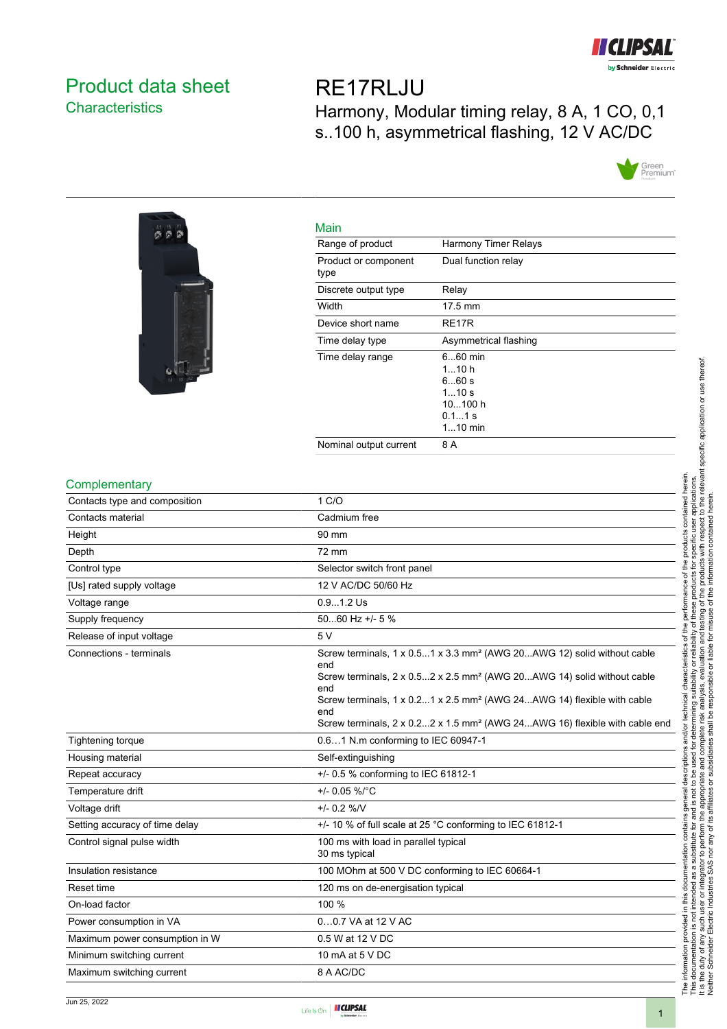# Product data sheet
## Characteristics

# RE17RLJU

Harmony, Modular timing relay, 8 A, 1 CO, 0,1 s..100 h, asymmetrical flashing, 12 V AC/DC

## Main

| | |
|---|---|
| Range of product | Harmony Timer Relays |
| Product or component type | Dual function relay |
| Discrete output type | Relay |
| Width | 17.5 mm |
| Device short name | RE17R |
| Time delay type | Asymmetrical flashing |
| Time delay range | 6...60 min<br>1...10 h<br>6...60 s<br>1...10 s<br>10...100 h<br>0.1...1 s<br>1...10 min |
| Nominal output current | 8 A |

## Complementary

| | |
|---|---|
| Contacts type and composition | 1 C/O |
| Contacts material | Cadmium free |
| Height | 90 mm |
| Depth | 72 mm |
| Control type | Selector switch front panel |
| [Us] rated supply voltage | 12 V AC/DC 50/60 Hz |
| Voltage range | 0.9...1.2 Us |
| Supply frequency | 50...60 Hz +/- 5 % |
| Release of input voltage | 5 V |
| Connections - terminals | Screw terminals, 1 x 0.5...1 x 3.3 mm² (AWG 20...AWG 12) solid without cable end<br>Screw terminals, 2 x 0.5...2 x 2.5 mm² (AWG 20...AWG 14) solid without cable end<br>Screw terminals, 1 x 0.2...1 x 2.5 mm² (AWG 24...AWG 14) flexible with cable end<br>Screw terminals, 2 x 0.2...2 x 1.5 mm² (AWG 24...AWG 16) flexible with cable end |
| Tightening torque | 0.6…1 N.m conforming to IEC 60947-1 |
| Housing material | Self-extinguishing |
| Repeat accuracy | +/- 0.5 % conforming to IEC 61812-1 |
| Temperature drift | +/- 0.05 %/°C |
| Voltage drift | +/- 0.2 %/V |
| Setting accuracy of time delay | +/- 10 % of full scale at 25 °C conforming to IEC 61812-1 |
| Control signal pulse width | 100 ms with load in parallel typical<br>30 ms typical |
| Insulation resistance | 100 MOhm at 500 V DC conforming to IEC 60664-1 |
| Reset time | 120 ms on de-energisation typical |
| On-load factor | 100 % |
| Power consumption in VA | 0…0.7 VA at 12 V AC |
| Maximum power consumption in W | 0.5 W at 12 V DC |
| Minimum switching current | 10 mA at 5 V DC |
| Maximum switching current | 8 A AC/DC |

The information provided in this documentation contains general descriptions and/or technical characteristics of the performance of the products contained herein. This documentation is not intended as a substitute for and is not to be used for determining suitability or reliability of these products for specific user applications. It is the duty of any such user or integrator to perform the appropriate and complete risk analysis, evaluation and testing of the products with respect to the relevant specific application or use thereof. Neither Schneider Electric Industries SAS nor any of its affiliates or subsidiaries shall be responsible or liable for misuse of the information contained herein.

Jun 25, 2022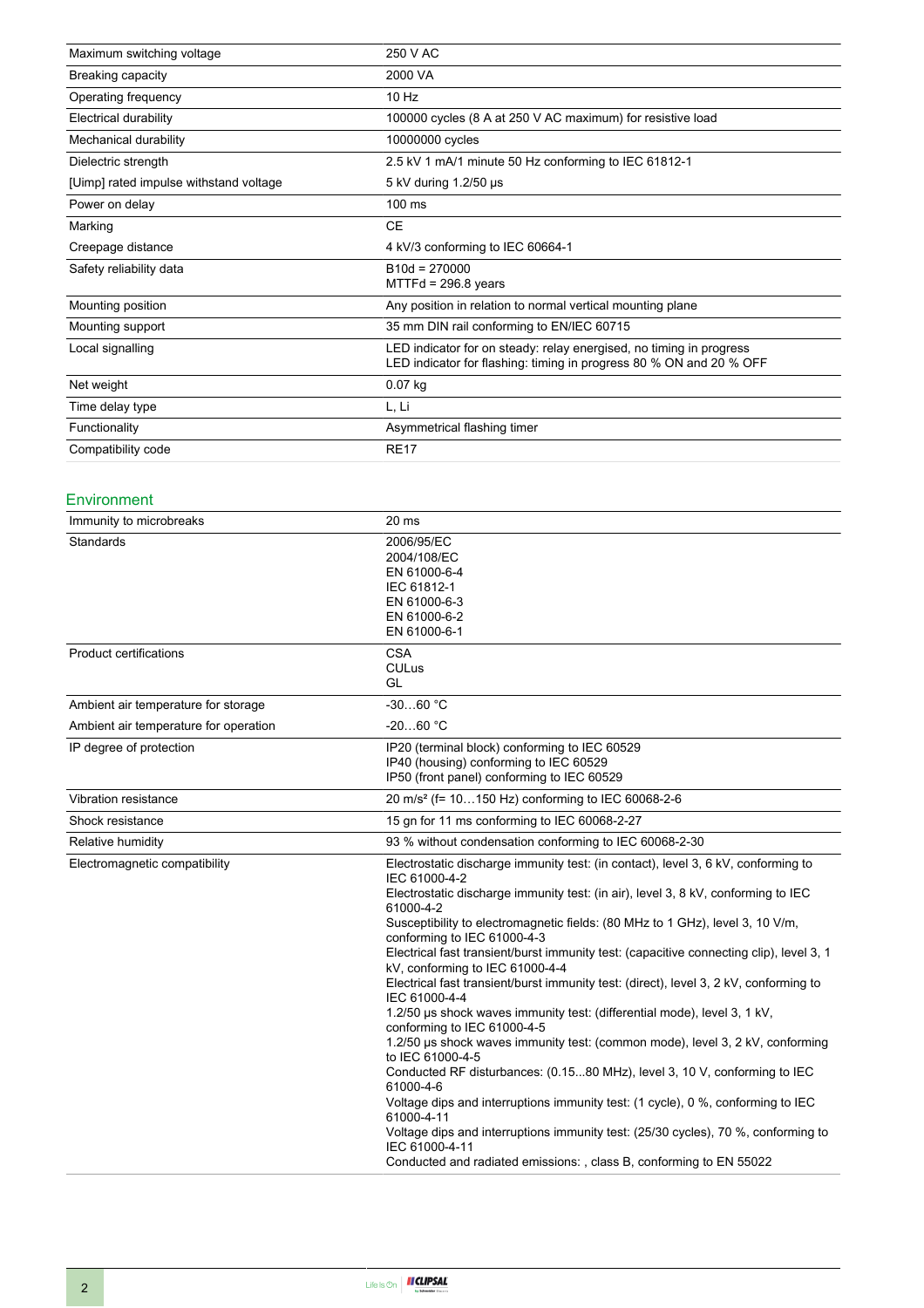| | |
|---|---|
| Maximum switching voltage | 250 V AC |
| Breaking capacity | 2000 VA |
| Operating frequency | 10 Hz |
| Electrical durability | 100000 cycles (8 A at 250 V AC maximum) for resistive load |
| Mechanical durability | 10000000 cycles |
| Dielectric strength | 2.5 kV 1 mA/1 minute 50 Hz conforming to IEC 61812-1 |
| [Uimp] rated impulse withstand voltage | 5 kV during 1.2/50 µs |
| Power on delay | 100 ms |
| Marking | CE |
| Creepage distance | 4 kV/3 conforming to IEC 60664-1 |
| Safety reliability data | B10d = 270000<br>MTTFd = 296.8 years |
| Mounting position | Any position in relation to normal vertical mounting plane |
| Mounting support | 35 mm DIN rail conforming to EN/IEC 60715 |
| Local signalling | LED indicator for on steady: relay energised, no timing in progress<br>LED indicator for flashing: timing in progress 80 % ON and 20 % OFF |
| Net weight | 0.07 kg |
| Time delay type | L, Li |
| Functionality | Asymmetrical flashing timer |
| Compatibility code | RE17 |

## Environment

| | |
|---|---|
| Immunity to microbreaks | 20 ms |
| Standards | 2006/95/EC<br>2004/108/EC<br>EN 61000-6-4<br>IEC 61812-1<br>EN 61000-6-3<br>EN 61000-6-2<br>EN 61000-6-1 |
| Product certifications | CSA<br>CULus<br>GL |
| Ambient air temperature for storage | -30…60 °C |
| Ambient air temperature for operation | -20…60 °C |
| IP degree of protection | IP20 (terminal block) conforming to IEC 60529<br>IP40 (housing) conforming to IEC 60529<br>IP50 (front panel) conforming to IEC 60529 |
| Vibration resistance | 20 m/s² (f= 10…150 Hz) conforming to IEC 60068-2-6 |
| Shock resistance | 15 gn for 11 ms conforming to IEC 60068-2-27 |
| Relative humidity | 93 % without condensation conforming to IEC 60068-2-30 |
| Electromagnetic compatibility | Electrostatic discharge immunity test: (in contact), level 3, 6 kV, conforming to IEC 61000-4-2<br>Electrostatic discharge immunity test: (in air), level 3, 8 kV, conforming to IEC 61000-4-2<br>Susceptibility to electromagnetic fields: (80 MHz to 1 GHz), level 3, 10 V/m, conforming to IEC 61000-4-3<br>Electrical fast transient/burst immunity test: (capacitive connecting clip), level 3, 1 kV, conforming to IEC 61000-4-4<br>Electrical fast transient/burst immunity test: (direct), level 3, 2 kV, conforming to IEC 61000-4-4<br>1.2/50 µs shock waves immunity test: (differential mode), level 3, 1 kV, conforming to IEC 61000-4-5<br>1.2/50 µs shock waves immunity test: (common mode), level 3, 2 kV, conforming to IEC 61000-4-5<br>Conducted RF disturbances: (0.15...80 MHz), level 3, 10 V, conforming to IEC 61000-4-6<br>Voltage dips and interruptions immunity test: (1 cycle), 0 %, conforming to IEC 61000-4-11<br>Voltage dips and interruptions immunity test: (25/30 cycles), 70 %, conforming to IEC 61000-4-11<br>Conducted and radiated emissions: , class B, conforming to EN 55022 |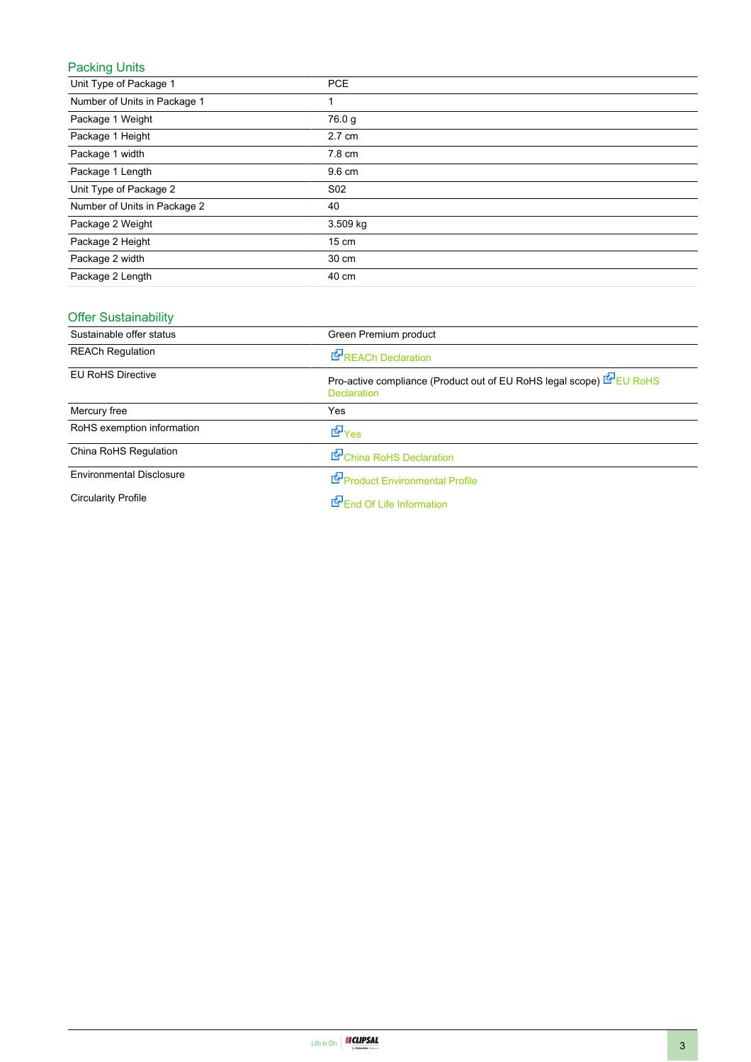## Packing Units

| | |
|---|---|
| Unit Type of Package 1 | PCE |
| Number of Units in Package 1 | 1 |
| Package 1 Weight | 76.0 g |
| Package 1 Height | 2.7 cm |
| Package 1 width | 7.8 cm |
| Package 1 Length | 9.6 cm |
| Unit Type of Package 2 | S02 |
| Number of Units in Package 2 | 40 |
| Package 2 Weight | 3.509 kg |
| Package 2 Height | 15 cm |
| Package 2 width | 30 cm |
| Package 2 Length | 40 cm |

## Offer Sustainability

| | |
|---|---|
| Sustainable offer status | Green Premium product |
| REACh Regulation | REACh Declaration |
| EU RoHS Directive | Pro-active compliance (Product out of EU RoHS legal scope) EU RoHS Declaration |
| Mercury free | Yes |
| RoHS exemption information | Yes |
| China RoHS Regulation | China RoHS Declaration |
| Environmental Disclosure | Product Environmental Profile |
| Circularity Profile | End Of Life Information |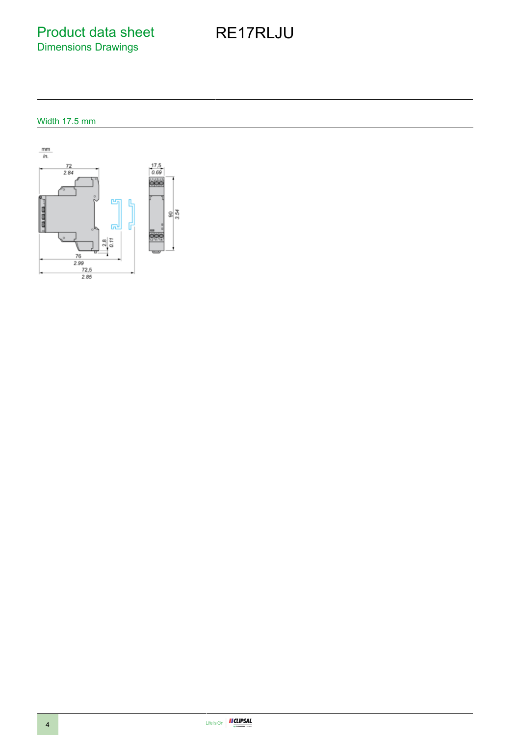# Product data sheet
## Dimensions Drawings

# RE17RLJU

### Width 17.5 mm

mm
in.

72
2.84

17.5
0.69

90
3.54

2.8
0.11

76
2.99

72,5
2.85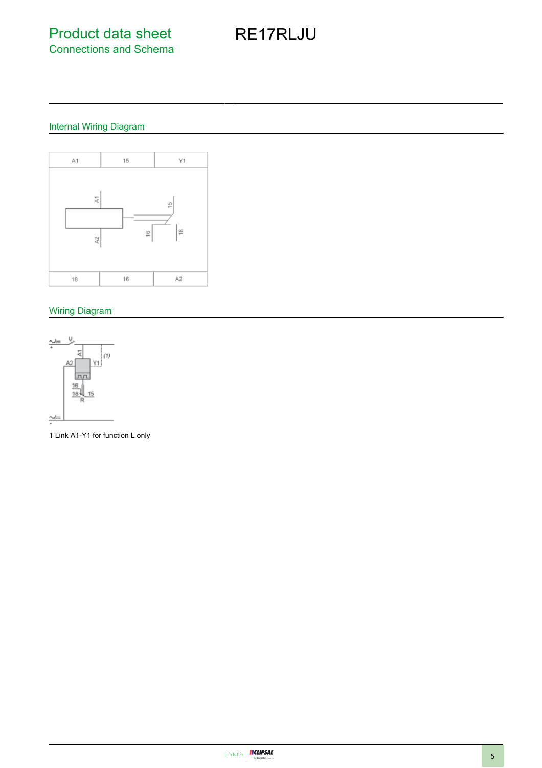# Product data sheet
Connections and Schema

# RE17RLJU

## Internal Wiring Diagram

| A1 | 15 | Y1 |
|---|---|---|
| 18 | 16 | A2 |

## Wiring Diagram

1 Link A1-Y1 for function L only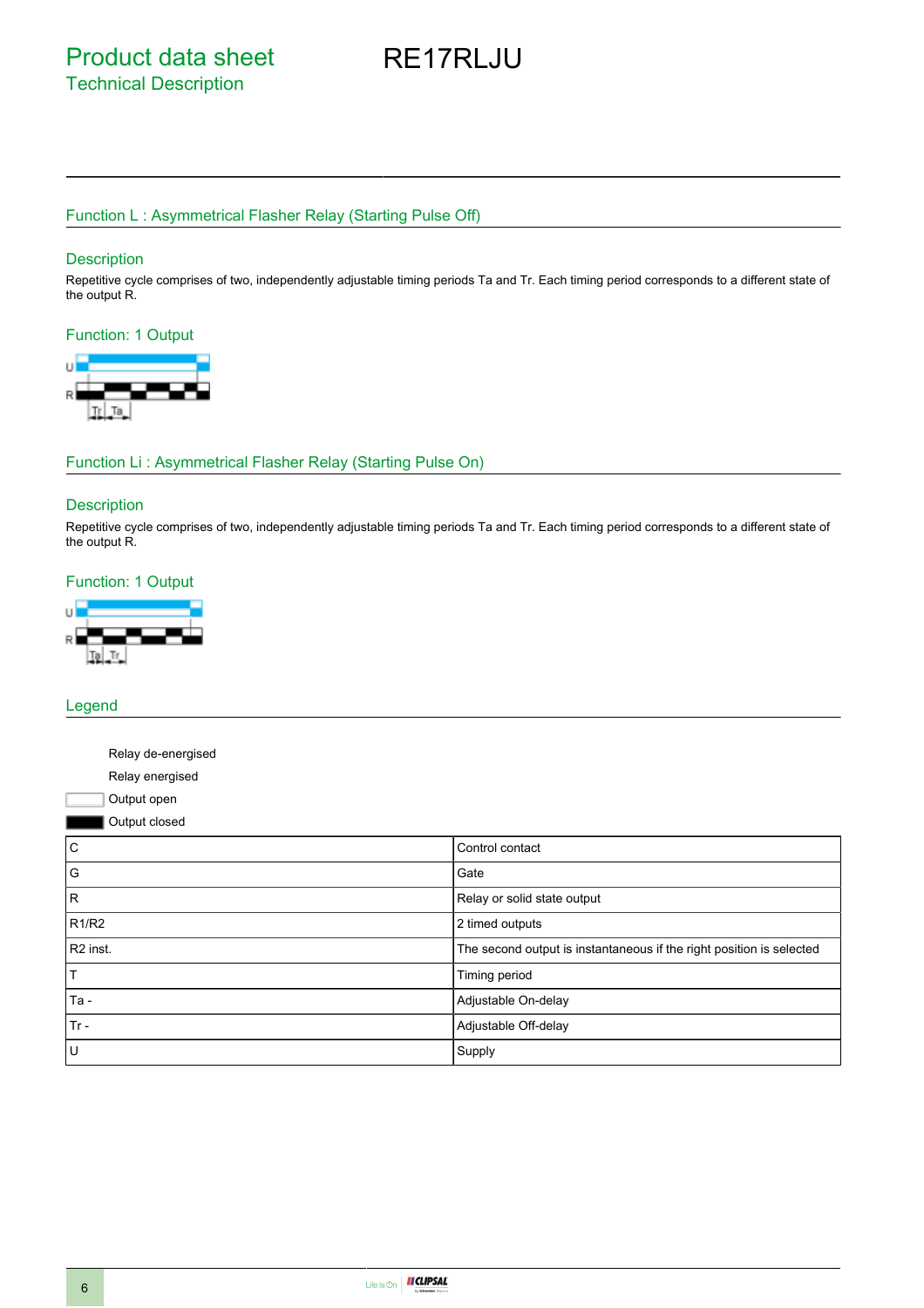# Product data sheet
## Technical Description

# RE17RLJU

## Function L : Asymmetrical Flasher Relay (Starting Pulse Off)

### Description

Repetitive cycle comprises of two, independently adjustable timing periods Ta and Tr. Each timing period corresponds to a different state of the output R.

### Function: 1 Output

U
R
Tr Ta

## Function Li : Asymmetrical Flasher Relay (Starting Pulse On)

### Description

Repetitive cycle comprises of two, independently adjustable timing periods Ta and Tr. Each timing period corresponds to a different state of the output R.

### Function: 1 Output

U
R
Ta Tr

## Legend

Relay de-energised

Relay energised

Output open

Output closed

| | |
|---|---|
| C | Control contact |
| G | Gate |
| R | Relay or solid state output |
| R1/R2 | 2 timed outputs |
| R2 inst. | The second output is instantaneous if the right position is selected |
| T | Timing period |
| Ta - | Adjustable On-delay |
| Tr - | Adjustable Off-delay |
| U | Supply |